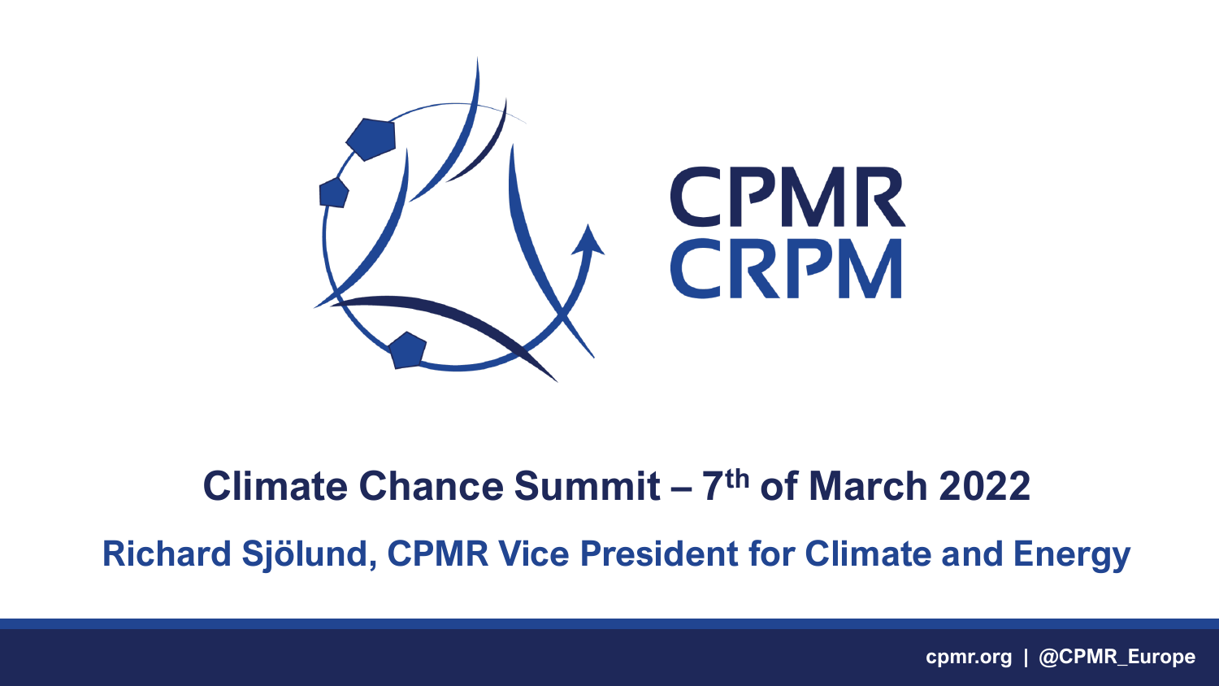# CPMR
# CRPM

## Climate Chance Summit – 7th of March 2022

**Richard Sjölund, CPMR Vice President for Climate and Energy**

cpmr.org | @CPMR_Europe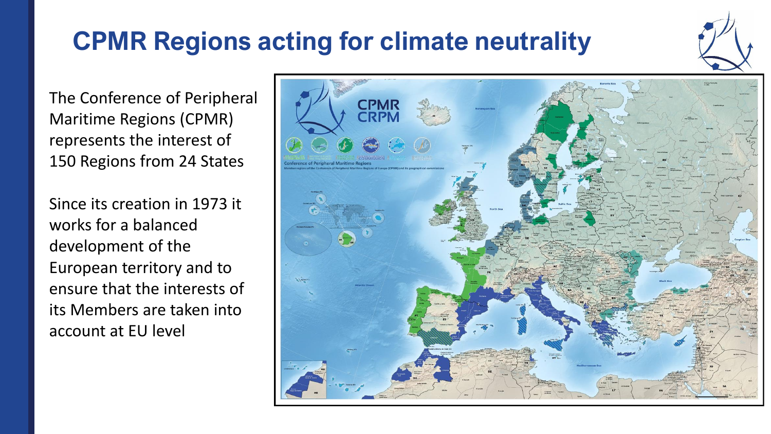# CPMR Regions acting for climate neutrality

The Conference of Peripheral Maritime Regions (CPMR) represents the interest of 150 Regions from 24 States

Since its creation in 1973 it works for a balanced development of the European territory and to ensure that the interests of its Members are taken into account at EU level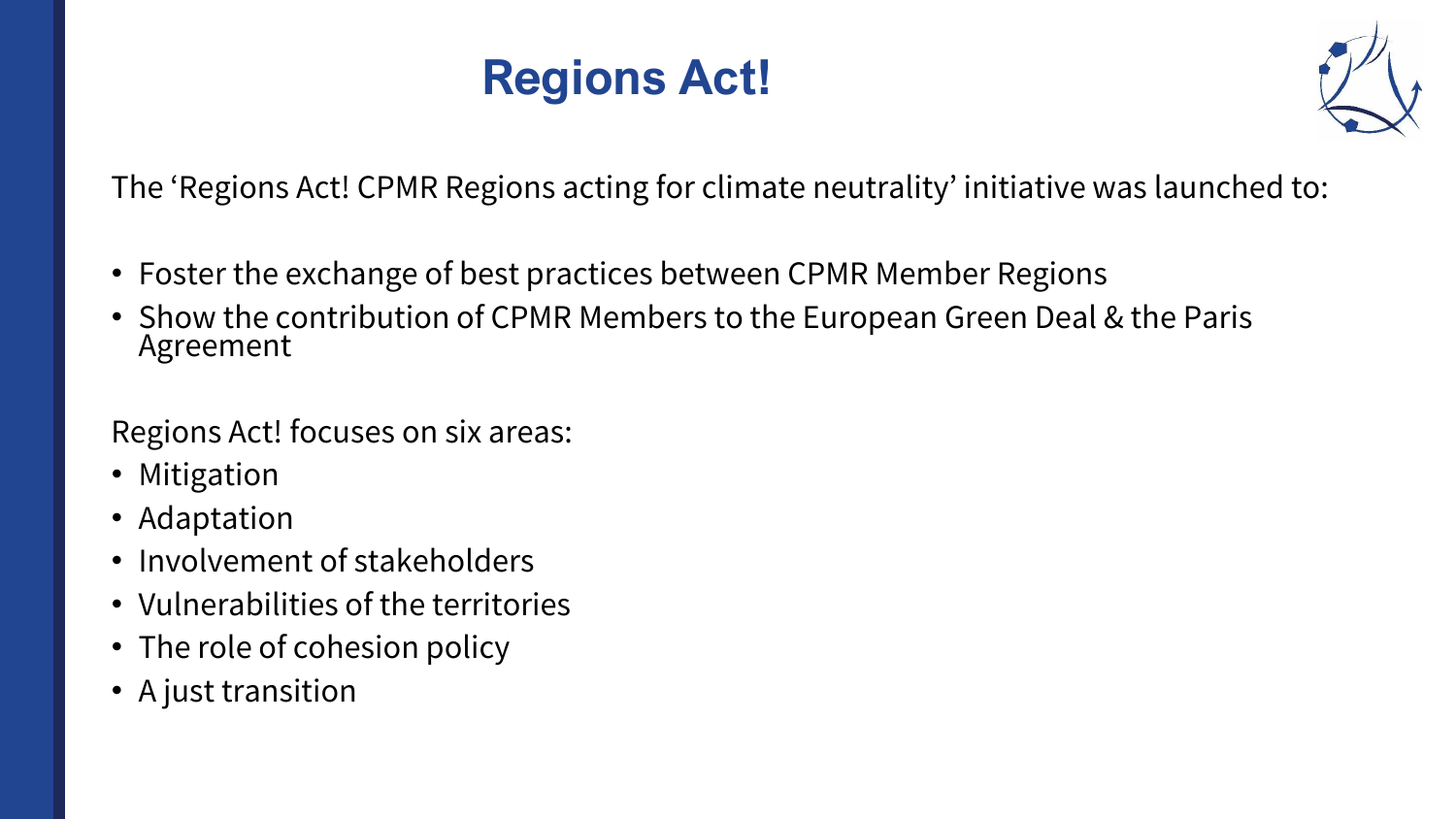# Regions Act!

The 'Regions Act! CPMR Regions acting for climate neutrality' initiative was launched to:

- Foster the exchange of best practices between CPMR Member Regions
- Show the contribution of CPMR Members to the European Green Deal & the Paris Agreement

Regions Act! focuses on six areas:

- Mitigation
- Adaptation
- Involvement of stakeholders
- Vulnerabilities of the territories
- The role of cohesion policy
- A just transition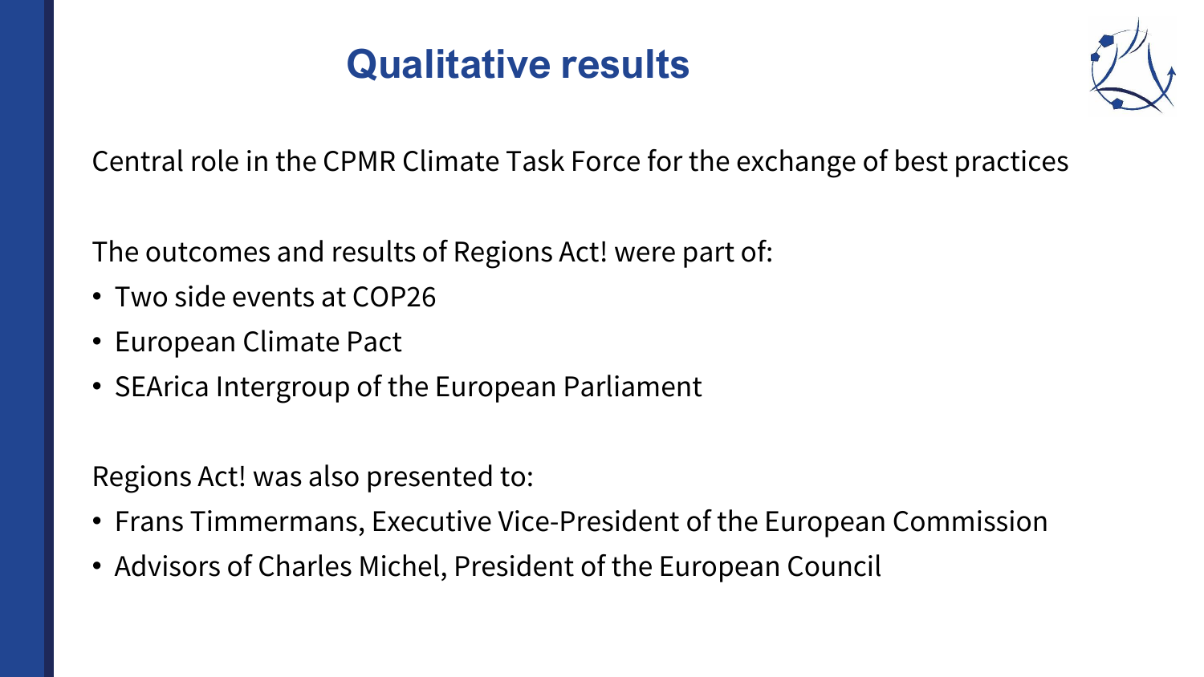# Qualitative results

Central role in the CPMR Climate Task Force for the exchange of best practices

The outcomes and results of Regions Act! were part of:

- Two side events at COP26
- European Climate Pact
- SEArica Intergroup of the European Parliament

Regions Act! was also presented to:

- Frans Timmermans, Executive Vice-President of the European Commission
- Advisors of Charles Michel, President of the European Council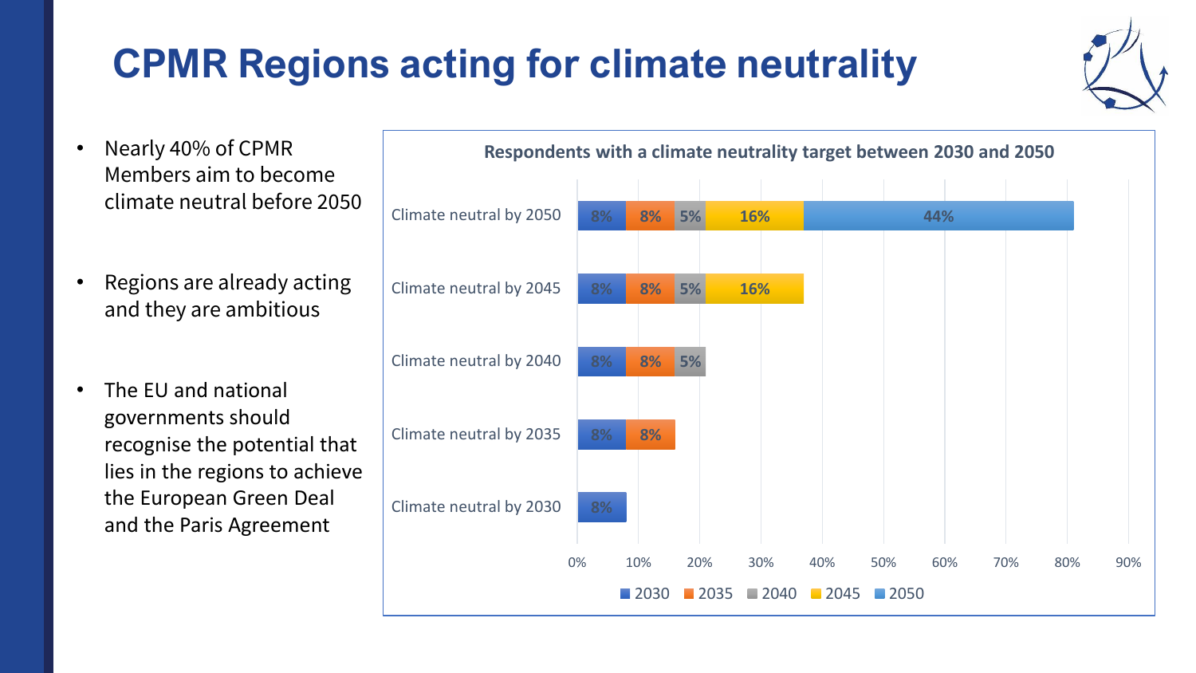# CPMR Regions acting for climate neutrality

- Nearly 40% of CPMR Members aim to become climate neutral before 2050
- Regions are already acting and they are ambitious
- The EU and national governments should recognise the potential that lies in the regions to achieve the European Green Deal and the Paris Agreement

**Respondents with a climate neutrality target between 2030 and 2050**

| | 2030 | 2035 | 2040 | 2045 | 2050 |
|---|---|---|---|---|---|
| Climate neutral by 2050 | 8% | 8% | 5% | 16% | 44% |
| Climate neutral by 2045 | 8% | 8% | 5% | 16% | |
| Climate neutral by 2040 | 8% | 8% | 5% | | |
| Climate neutral by 2035 | 8% | 8% | | | |
| Climate neutral by 2030 | 8% | | | | |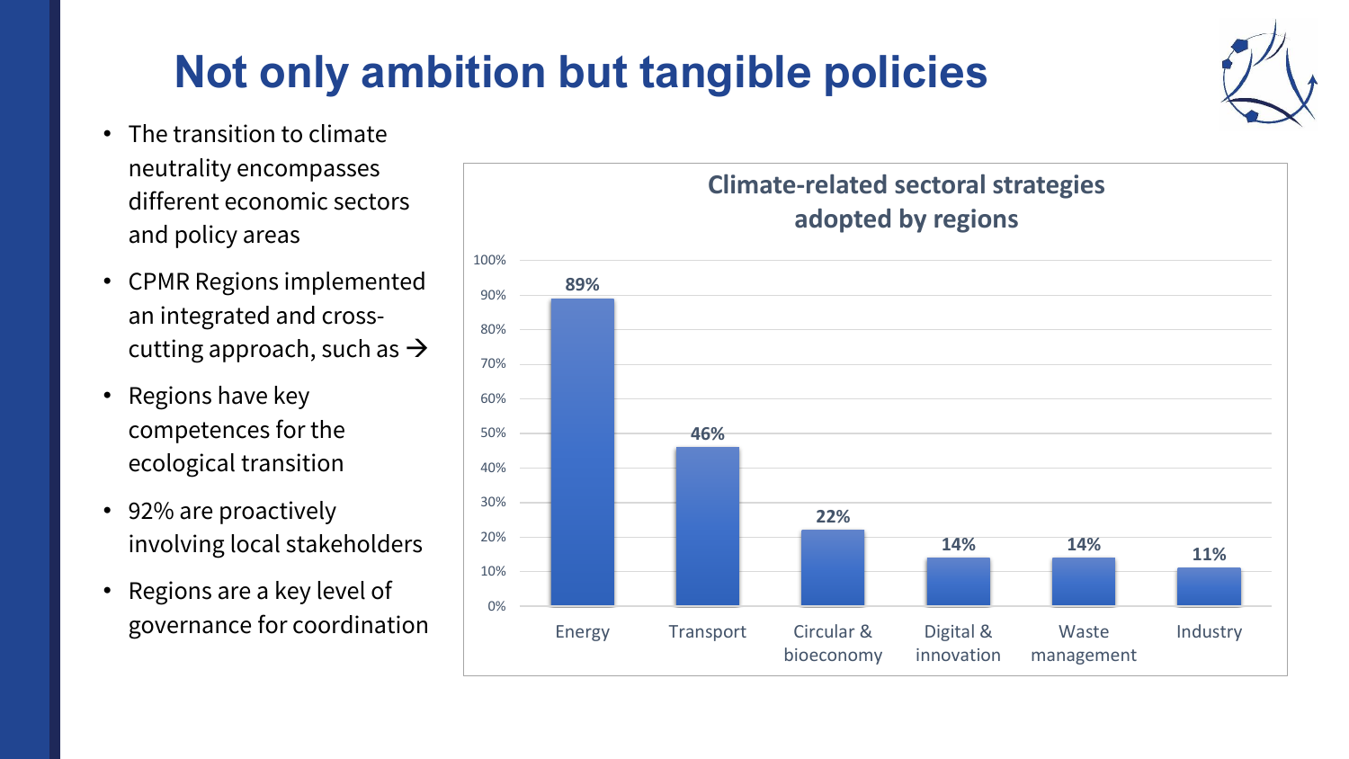# Not only ambition but tangible policies

- The transition to climate neutrality encompasses different economic sectors and policy areas
- CPMR Regions implemented an integrated and cross-cutting approach, such as →
- Regions have key competences for the ecological transition
- 92% are proactively involving local stakeholders
- Regions are a key level of governance for coordination

**Climate-related sectoral strategies adopted by regions**

| Sector | Share of regions |
| --- | --- |
| Energy | 89% |
| Transport | 46% |
| Circular & bioeconomy | 22% |
| Digital & innovation | 14% |
| Waste management | 14% |
| Industry | 11% |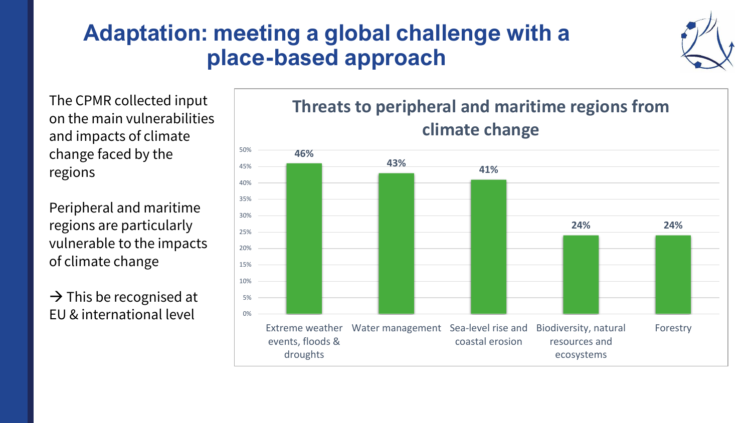# Adaptation: meeting a global challenge with a place-based approach

The CPMR collected input on the main vulnerabilities and impacts of climate change faced by the regions

Peripheral and maritime regions are particularly vulnerable to the impacts of climate change

→ This be recognised at EU & international level

**Threats to peripheral and maritime regions from climate change**

| Threat | Share |
|---|---|
| Extreme weather events, floods & droughts | 46% |
| Water management | 43% |
| Sea-level rise and coastal erosion | 41% |
| Biodiversity, natural resources and ecosystems | 24% |
| Forestry | 24% |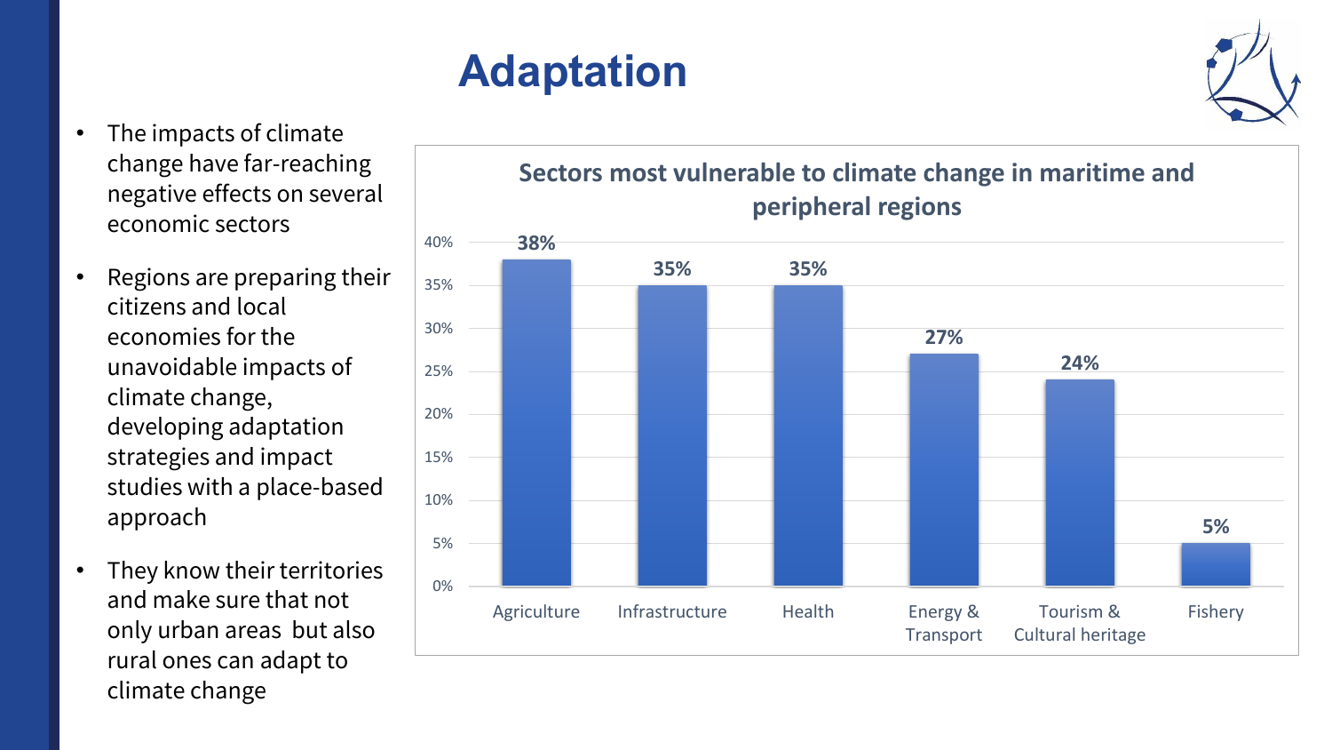# Adaptation

- The impacts of climate change have far-reaching negative effects on several economic sectors
- Regions are preparing their citizens and local economies for the unavoidable impacts of climate change, developing adaptation strategies and impact studies with a place-based approach
- They know their territories and make sure that not only urban areas but also rural ones can adapt to climate change

**Sectors most vulnerable to climate change in maritime and peripheral regions**

| Sector | Share |
| --- | --- |
| Agriculture | 38% |
| Infrastructure | 35% |
| Health | 35% |
| Energy & Transport | 27% |
| Tourism & Cultural heritage | 24% |
| Fishery | 5% |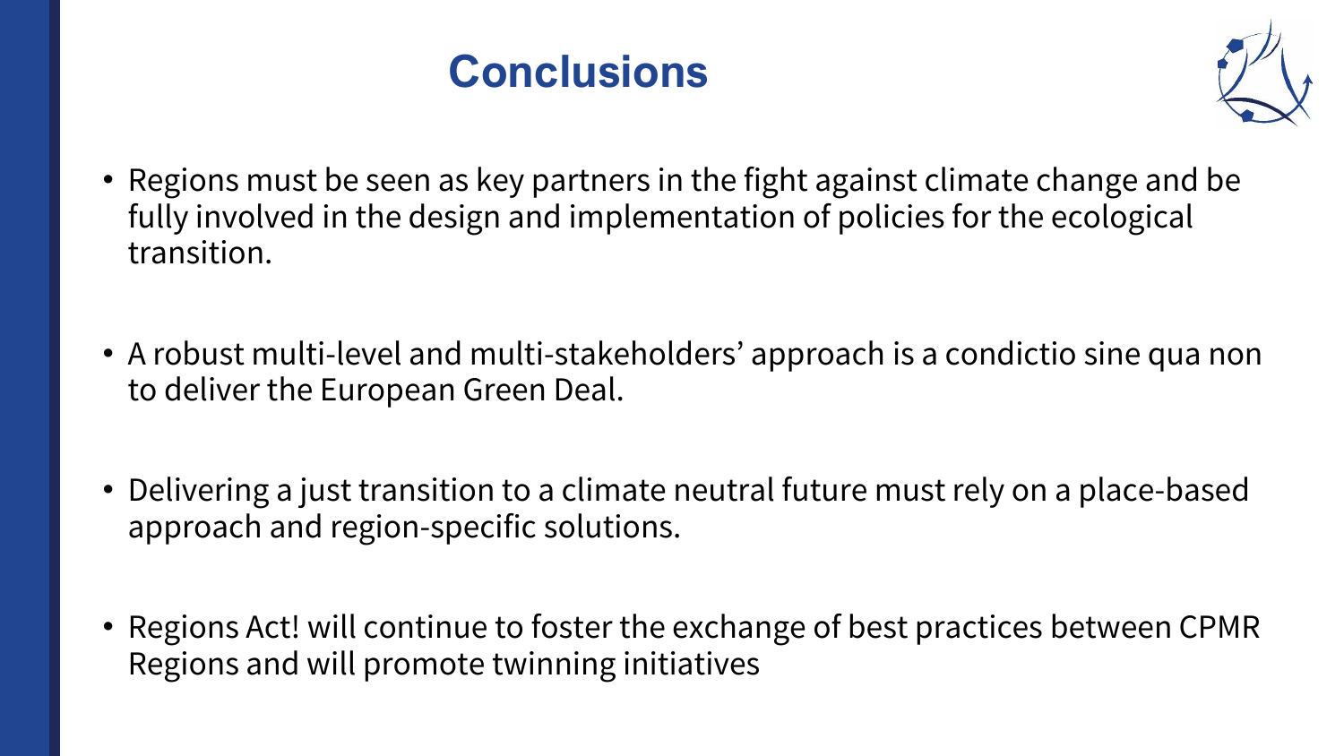# Conclusions

- Regions must be seen as key partners in the fight against climate change and be fully involved in the design and implementation of policies for the ecological transition.
- A robust multi-level and multi-stakeholders' approach is a condictio sine qua non to deliver the European Green Deal.
- Delivering a just transition to a climate neutral future must rely on a place-based approach and region-specific solutions.
- Regions Act! will continue to foster the exchange of best practices between CPMR Regions and will promote twinning initiatives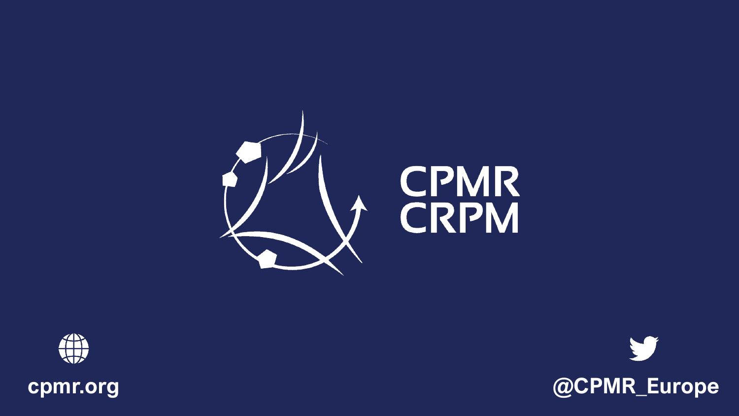CPMR
CRPM

cpmr.org

@CPMR_Europe